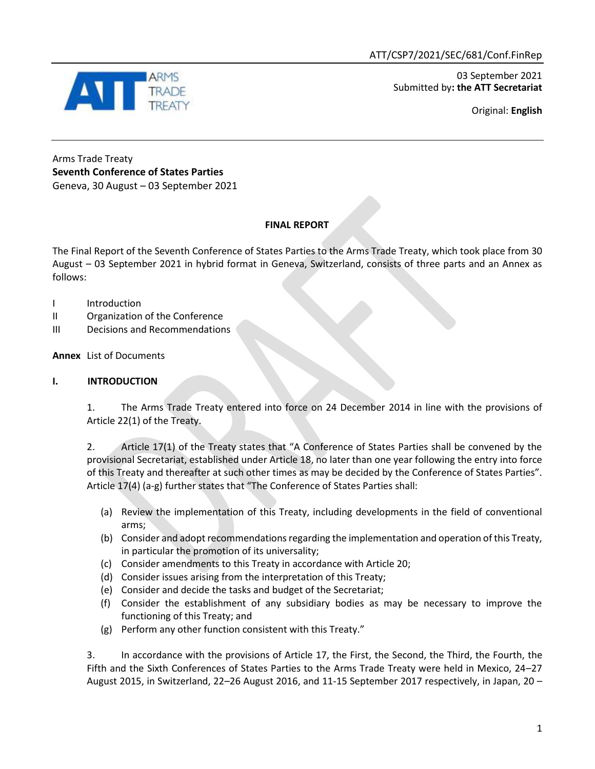ATT/CSP7/2021/SEC/681/Conf.FinRep

03 September 2021
Submitted by**: the ATT Secretariat**

Original: **English**

Arms Trade Treaty
**Seventh Conference of States Parties**
Geneva, 30 August – 03 September 2021

**FINAL REPORT**

The Final Report of the Seventh Conference of States Parties to the Arms Trade Treaty, which took place from 30 August – 03 September 2021 in hybrid format in Geneva, Switzerland, consists of three parts and an Annex as follows:

- I Introduction
- II Organization of the Conference
- III Decisions and Recommendations

**Annex** List of Documents

## I. INTRODUCTION

1. The Arms Trade Treaty entered into force on 24 December 2014 in line with the provisions of Article 22(1) of the Treaty.

2. Article 17(1) of the Treaty states that "A Conference of States Parties shall be convened by the provisional Secretariat, established under Article 18, no later than one year following the entry into force of this Treaty and thereafter at such other times as may be decided by the Conference of States Parties". Article 17(4) (a-g) further states that "The Conference of States Parties shall:

- (a) Review the implementation of this Treaty, including developments in the field of conventional arms;
- (b) Consider and adopt recommendations regarding the implementation and operation of this Treaty, in particular the promotion of its universality;
- (c) Consider amendments to this Treaty in accordance with Article 20;
- (d) Consider issues arising from the interpretation of this Treaty;
- (e) Consider and decide the tasks and budget of the Secretariat;
- (f) Consider the establishment of any subsidiary bodies as may be necessary to improve the functioning of this Treaty; and
- (g) Perform any other function consistent with this Treaty."

3. In accordance with the provisions of Article 17, the First, the Second, the Third, the Fourth, the Fifth and the Sixth Conferences of States Parties to the Arms Trade Treaty were held in Mexico, 24–27 August 2015, in Switzerland, 22–26 August 2016, and 11-15 September 2017 respectively, in Japan, 20 –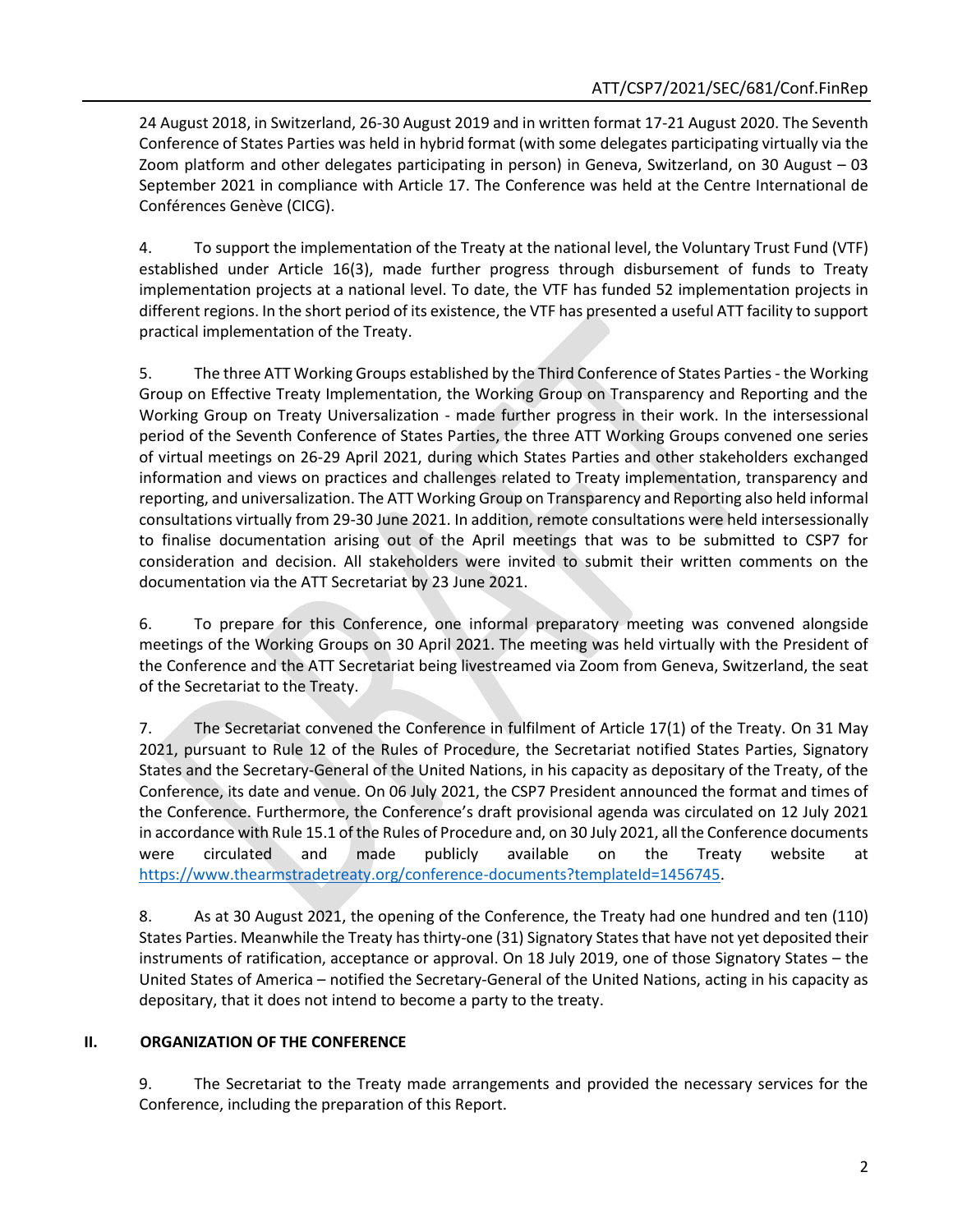24 August 2018, in Switzerland, 26-30 August 2019 and in written format 17-21 August 2020. The Seventh Conference of States Parties was held in hybrid format (with some delegates participating virtually via the Zoom platform and other delegates participating in person) in Geneva, Switzerland, on 30 August – 03 September 2021 in compliance with Article 17. The Conference was held at the Centre International de Conférences Genève (CICG).

4. To support the implementation of the Treaty at the national level, the Voluntary Trust Fund (VTF) established under Article 16(3), made further progress through disbursement of funds to Treaty implementation projects at a national level. To date, the VTF has funded 52 implementation projects in different regions. In the short period of its existence, the VTF has presented a useful ATT facility to support practical implementation of the Treaty.

5. The three ATT Working Groups established by the Third Conference of States Parties - the Working Group on Effective Treaty Implementation, the Working Group on Transparency and Reporting and the Working Group on Treaty Universalization - made further progress in their work. In the intersessional period of the Seventh Conference of States Parties, the three ATT Working Groups convened one series of virtual meetings on 26-29 April 2021, during which States Parties and other stakeholders exchanged information and views on practices and challenges related to Treaty implementation, transparency and reporting, and universalization. The ATT Working Group on Transparency and Reporting also held informal consultations virtually from 29-30 June 2021. In addition, remote consultations were held intersessionally to finalise documentation arising out of the April meetings that was to be submitted to CSP7 for consideration and decision. All stakeholders were invited to submit their written comments on the documentation via the ATT Secretariat by 23 June 2021.

6. To prepare for this Conference, one informal preparatory meeting was convened alongside meetings of the Working Groups on 30 April 2021. The meeting was held virtually with the President of the Conference and the ATT Secretariat being livestreamed via Zoom from Geneva, Switzerland, the seat of the Secretariat to the Treaty.

7. The Secretariat convened the Conference in fulfilment of Article 17(1) of the Treaty. On 31 May 2021, pursuant to Rule 12 of the Rules of Procedure, the Secretariat notified States Parties, Signatory States and the Secretary-General of the United Nations, in his capacity as depositary of the Treaty, of the Conference, its date and venue. On 06 July 2021, the CSP7 President announced the format and times of the Conference. Furthermore, the Conference's draft provisional agenda was circulated on 12 July 2021 in accordance with Rule 15.1 of the Rules of Procedure and, on 30 July 2021, all the Conference documents were circulated and made publicly available on the Treaty website at https://www.thearmstradetreaty.org/conference-documents?templateId=1456745.

8. As at 30 August 2021, the opening of the Conference, the Treaty had one hundred and ten (110) States Parties. Meanwhile the Treaty has thirty-one (31) Signatory States that have not yet deposited their instruments of ratification, acceptance or approval. On 18 July 2019, one of those Signatory States – the United States of America – notified the Secretary-General of the United Nations, acting in his capacity as depositary, that it does not intend to become a party to the treaty.

## II. ORGANIZATION OF THE CONFERENCE

9. The Secretariat to the Treaty made arrangements and provided the necessary services for the Conference, including the preparation of this Report.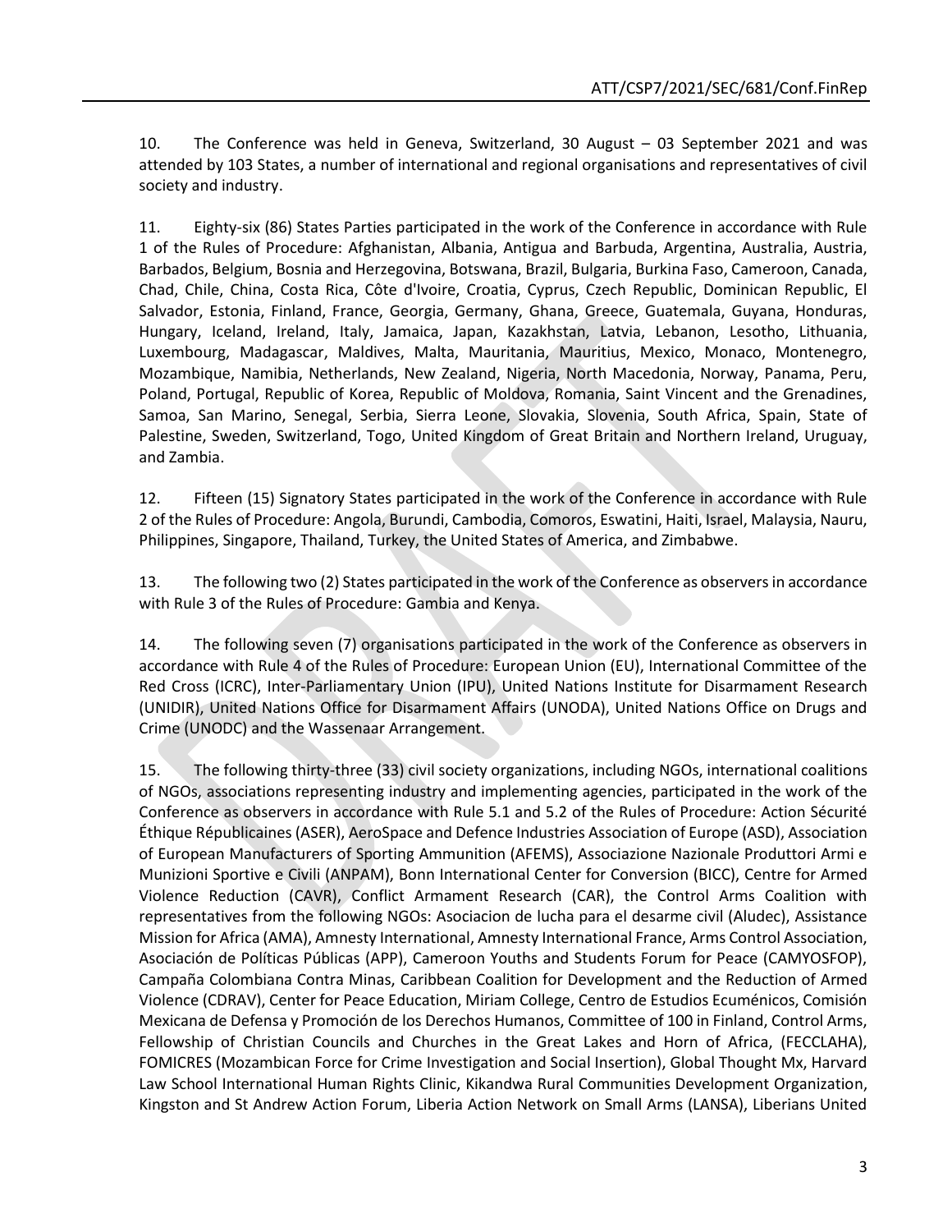10. The Conference was held in Geneva, Switzerland, 30 August – 03 September 2021 and was attended by 103 States, a number of international and regional organisations and representatives of civil society and industry.

11. Eighty-six (86) States Parties participated in the work of the Conference in accordance with Rule 1 of the Rules of Procedure: Afghanistan, Albania, Antigua and Barbuda, Argentina, Australia, Austria, Barbados, Belgium, Bosnia and Herzegovina, Botswana, Brazil, Bulgaria, Burkina Faso, Cameroon, Canada, Chad, Chile, China, Costa Rica, Côte d'Ivoire, Croatia, Cyprus, Czech Republic, Dominican Republic, El Salvador, Estonia, Finland, France, Georgia, Germany, Ghana, Greece, Guatemala, Guyana, Honduras, Hungary, Iceland, Ireland, Italy, Jamaica, Japan, Kazakhstan, Latvia, Lebanon, Lesotho, Lithuania, Luxembourg, Madagascar, Maldives, Malta, Mauritania, Mauritius, Mexico, Monaco, Montenegro, Mozambique, Namibia, Netherlands, New Zealand, Nigeria, North Macedonia, Norway, Panama, Peru, Poland, Portugal, Republic of Korea, Republic of Moldova, Romania, Saint Vincent and the Grenadines, Samoa, San Marino, Senegal, Serbia, Sierra Leone, Slovakia, Slovenia, South Africa, Spain, State of Palestine, Sweden, Switzerland, Togo, United Kingdom of Great Britain and Northern Ireland, Uruguay, and Zambia.

12. Fifteen (15) Signatory States participated in the work of the Conference in accordance with Rule 2 of the Rules of Procedure: Angola, Burundi, Cambodia, Comoros, Eswatini, Haiti, Israel, Malaysia, Nauru, Philippines, Singapore, Thailand, Turkey, the United States of America, and Zimbabwe.

13. The following two (2) States participated in the work of the Conference as observers in accordance with Rule 3 of the Rules of Procedure: Gambia and Kenya.

14. The following seven (7) organisations participated in the work of the Conference as observers in accordance with Rule 4 of the Rules of Procedure: European Union (EU), International Committee of the Red Cross (ICRC), Inter-Parliamentary Union (IPU), United Nations Institute for Disarmament Research (UNIDIR), United Nations Office for Disarmament Affairs (UNODA), United Nations Office on Drugs and Crime (UNODC) and the Wassenaar Arrangement.

15. The following thirty-three (33) civil society organizations, including NGOs, international coalitions of NGOs, associations representing industry and implementing agencies, participated in the work of the Conference as observers in accordance with Rule 5.1 and 5.2 of the Rules of Procedure: Action Sécurité Éthique Républicaines (ASER), AeroSpace and Defence Industries Association of Europe (ASD), Association of European Manufacturers of Sporting Ammunition (AFEMS), Associazione Nazionale Produttori Armi e Munizioni Sportive e Civili (ANPAM), Bonn International Center for Conversion (BICC), Centre for Armed Violence Reduction (CAVR), Conflict Armament Research (CAR), the Control Arms Coalition with representatives from the following NGOs: Asociacion de lucha para el desarme civil (Aludec), Assistance Mission for Africa (AMA), Amnesty International, Amnesty International France, Arms Control Association, Asociación de Políticas Públicas (APP), Cameroon Youths and Students Forum for Peace (CAMYOSFOP), Campaña Colombiana Contra Minas, Caribbean Coalition for Development and the Reduction of Armed Violence (CDRAV), Center for Peace Education, Miriam College, Centro de Estudios Ecuménicos, Comisión Mexicana de Defensa y Promoción de los Derechos Humanos, Committee of 100 in Finland, Control Arms, Fellowship of Christian Councils and Churches in the Great Lakes and Horn of Africa, (FECCLAHA), FOMICRES (Mozambican Force for Crime Investigation and Social Insertion), Global Thought Mx, Harvard Law School International Human Rights Clinic, Kikandwa Rural Communities Development Organization, Kingston and St Andrew Action Forum, Liberia Action Network on Small Arms (LANSA), Liberians United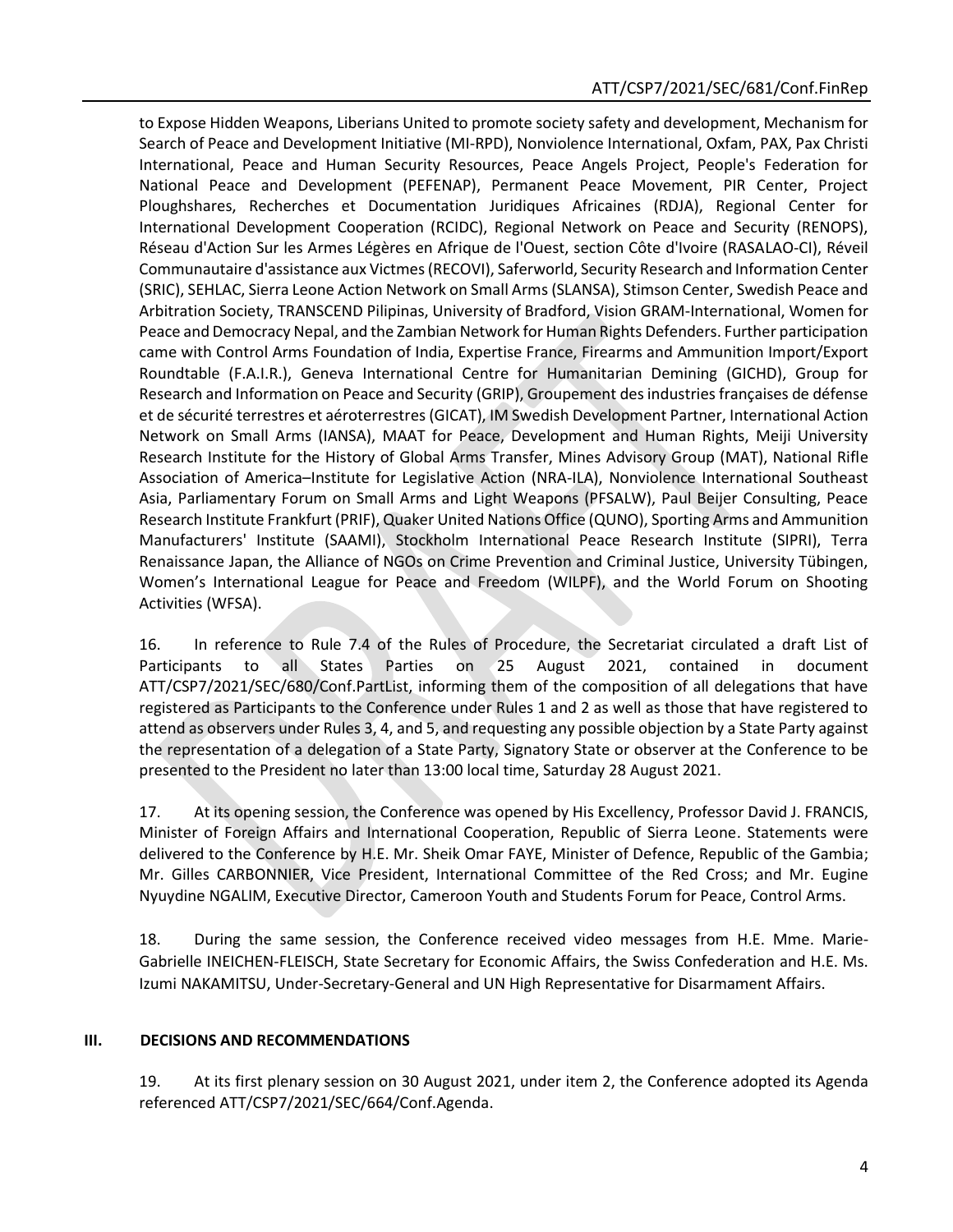to Expose Hidden Weapons, Liberians United to promote society safety and development, Mechanism for Search of Peace and Development Initiative (MI-RPD), Nonviolence International, Oxfam, PAX, Pax Christi International, Peace and Human Security Resources, Peace Angels Project, People's Federation for National Peace and Development (PEFENAP), Permanent Peace Movement, PIR Center, Project Ploughshares, Recherches et Documentation Juridiques Africaines (RDJA), Regional Center for International Development Cooperation (RCIDC), Regional Network on Peace and Security (RENOPS), Réseau d'Action Sur les Armes Légères en Afrique de l'Ouest, section Côte d'Ivoire (RASALAO-CI), Réveil Communautaire d'assistance aux Victmes (RECOVI), Saferworld, Security Research and Information Center (SRIC), SEHLAC, Sierra Leone Action Network on Small Arms (SLANSA), Stimson Center, Swedish Peace and Arbitration Society, TRANSCEND Pilipinas, University of Bradford, Vision GRAM-International, Women for Peace and Democracy Nepal, and the Zambian Network for Human Rights Defenders. Further participation came with Control Arms Foundation of India, Expertise France, Firearms and Ammunition Import/Export Roundtable (F.A.I.R.), Geneva International Centre for Humanitarian Demining (GICHD), Group for Research and Information on Peace and Security (GRIP), Groupement des industries françaises de défense et de sécurité terrestres et aéroterrestres (GICAT), IM Swedish Development Partner, International Action Network on Small Arms (IANSA), MAAT for Peace, Development and Human Rights, Meiji University Research Institute for the History of Global Arms Transfer, Mines Advisory Group (MAT), National Rifle Association of America–Institute for Legislative Action (NRA-ILA), Nonviolence International Southeast Asia, Parliamentary Forum on Small Arms and Light Weapons (PFSALW), Paul Beijer Consulting, Peace Research Institute Frankfurt (PRIF), Quaker United Nations Office (QUNO), Sporting Arms and Ammunition Manufacturers' Institute (SAAMI), Stockholm International Peace Research Institute (SIPRI), Terra Renaissance Japan, the Alliance of NGOs on Crime Prevention and Criminal Justice, University Tübingen, Women's International League for Peace and Freedom (WILPF), and the World Forum on Shooting Activities (WFSA).

16. In reference to Rule 7.4 of the Rules of Procedure, the Secretariat circulated a draft List of Participants to all States Parties on 25 August 2021, contained in document ATT/CSP7/2021/SEC/680/Conf.PartList, informing them of the composition of all delegations that have registered as Participants to the Conference under Rules 1 and 2 as well as those that have registered to attend as observers under Rules 3, 4, and 5, and requesting any possible objection by a State Party against the representation of a delegation of a State Party, Signatory State or observer at the Conference to be presented to the President no later than 13:00 local time, Saturday 28 August 2021.

17. At its opening session, the Conference was opened by His Excellency, Professor David J. FRANCIS, Minister of Foreign Affairs and International Cooperation, Republic of Sierra Leone. Statements were delivered to the Conference by H.E. Mr. Sheik Omar FAYE, Minister of Defence, Republic of the Gambia; Mr. Gilles CARBONNIER, Vice President, International Committee of the Red Cross; and Mr. Eugine Nyuydine NGALIM, Executive Director, Cameroon Youth and Students Forum for Peace, Control Arms.

18. During the same session, the Conference received video messages from H.E. Mme. Marie-Gabrielle INEICHEN-FLEISCH, State Secretary for Economic Affairs, the Swiss Confederation and H.E. Ms. Izumi NAKAMITSU, Under-Secretary-General and UN High Representative for Disarmament Affairs.

## III. DECISIONS AND RECOMMENDATIONS

19. At its first plenary session on 30 August 2021, under item 2, the Conference adopted its Agenda referenced ATT/CSP7/2021/SEC/664/Conf.Agenda.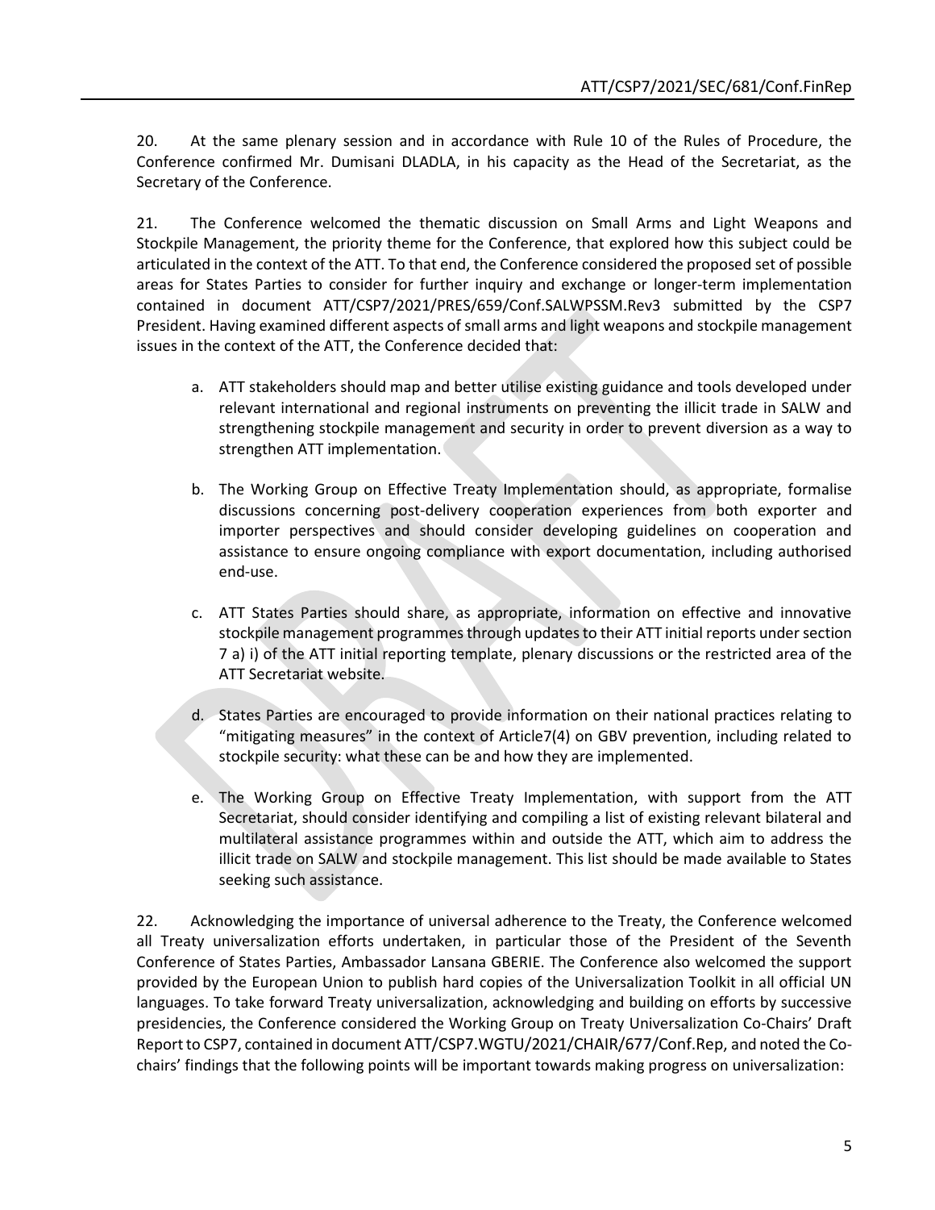20. At the same plenary session and in accordance with Rule 10 of the Rules of Procedure, the Conference confirmed Mr. Dumisani DLADLA, in his capacity as the Head of the Secretariat, as the Secretary of the Conference.

21. The Conference welcomed the thematic discussion on Small Arms and Light Weapons and Stockpile Management, the priority theme for the Conference, that explored how this subject could be articulated in the context of the ATT. To that end, the Conference considered the proposed set of possible areas for States Parties to consider for further inquiry and exchange or longer-term implementation contained in document ATT/CSP7/2021/PRES/659/Conf.SALWPSSM.Rev3 submitted by the CSP7 President. Having examined different aspects of small arms and light weapons and stockpile management issues in the context of the ATT, the Conference decided that:

a. ATT stakeholders should map and better utilise existing guidance and tools developed under relevant international and regional instruments on preventing the illicit trade in SALW and strengthening stockpile management and security in order to prevent diversion as a way to strengthen ATT implementation.

b. The Working Group on Effective Treaty Implementation should, as appropriate, formalise discussions concerning post-delivery cooperation experiences from both exporter and importer perspectives and should consider developing guidelines on cooperation and assistance to ensure ongoing compliance with export documentation, including authorised end-use.

c. ATT States Parties should share, as appropriate, information on effective and innovative stockpile management programmes through updates to their ATT initial reports under section 7 a) i) of the ATT initial reporting template, plenary discussions or the restricted area of the ATT Secretariat website.

d. States Parties are encouraged to provide information on their national practices relating to "mitigating measures" in the context of Article7(4) on GBV prevention, including related to stockpile security: what these can be and how they are implemented.

e. The Working Group on Effective Treaty Implementation, with support from the ATT Secretariat, should consider identifying and compiling a list of existing relevant bilateral and multilateral assistance programmes within and outside the ATT, which aim to address the illicit trade on SALW and stockpile management. This list should be made available to States seeking such assistance.

22. Acknowledging the importance of universal adherence to the Treaty, the Conference welcomed all Treaty universalization efforts undertaken, in particular those of the President of the Seventh Conference of States Parties, Ambassador Lansana GBERIE. The Conference also welcomed the support provided by the European Union to publish hard copies of the Universalization Toolkit in all official UN languages. To take forward Treaty universalization, acknowledging and building on efforts by successive presidencies, the Conference considered the Working Group on Treaty Universalization Co-Chairs' Draft Report to CSP7, contained in document ATT/CSP7.WGTU/2021/CHAIR/677/Conf.Rep, and noted the Co-chairs' findings that the following points will be important towards making progress on universalization: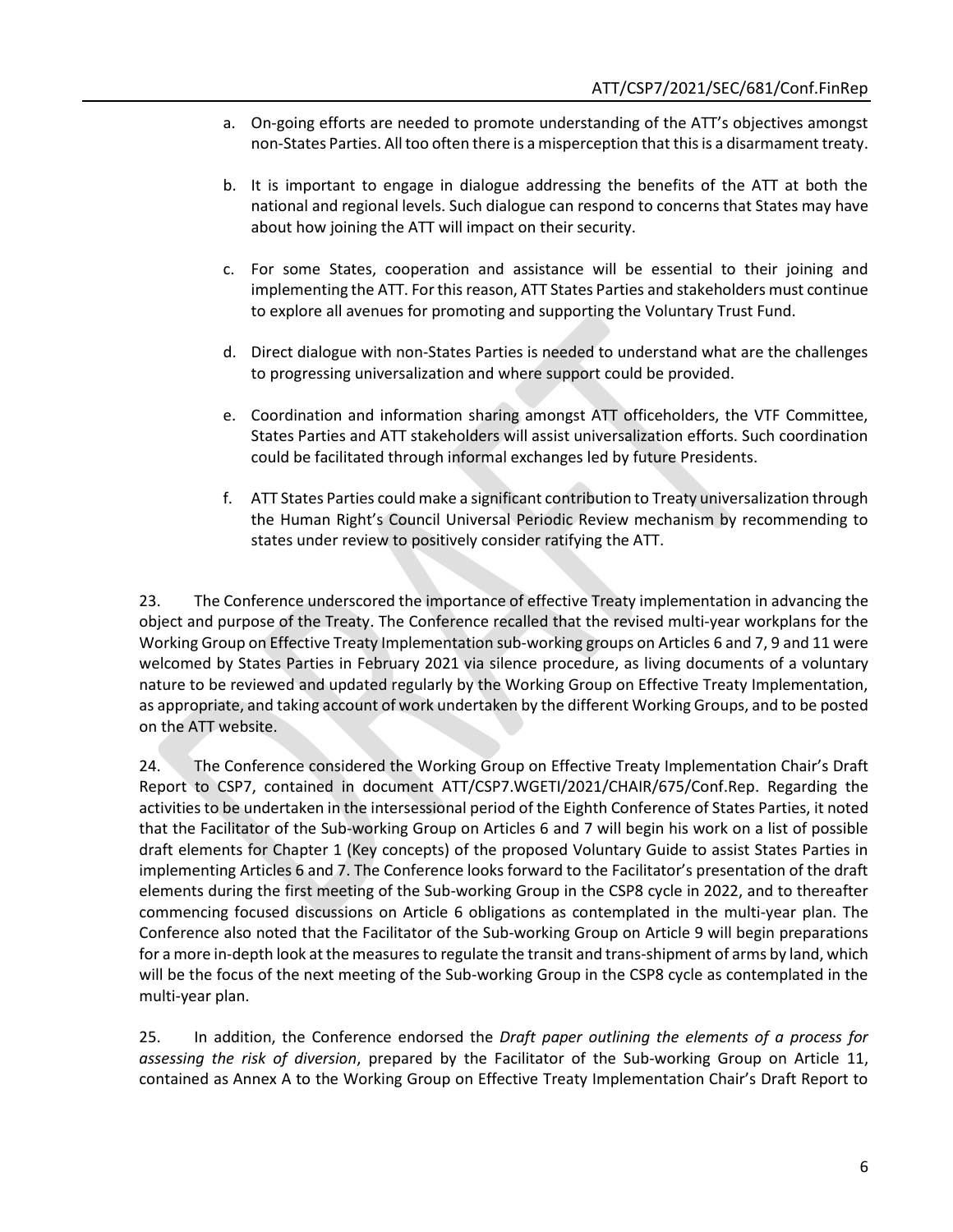a. On-going efforts are needed to promote understanding of the ATT's objectives amongst non-States Parties. All too often there is a misperception that this is a disarmament treaty.

b. It is important to engage in dialogue addressing the benefits of the ATT at both the national and regional levels. Such dialogue can respond to concerns that States may have about how joining the ATT will impact on their security.

c. For some States, cooperation and assistance will be essential to their joining and implementing the ATT. For this reason, ATT States Parties and stakeholders must continue to explore all avenues for promoting and supporting the Voluntary Trust Fund.

d. Direct dialogue with non-States Parties is needed to understand what are the challenges to progressing universalization and where support could be provided.

e. Coordination and information sharing amongst ATT officeholders, the VTF Committee, States Parties and ATT stakeholders will assist universalization efforts. Such coordination could be facilitated through informal exchanges led by future Presidents.

f. ATT States Parties could make a significant contribution to Treaty universalization through the Human Right's Council Universal Periodic Review mechanism by recommending to states under review to positively consider ratifying the ATT.

23. The Conference underscored the importance of effective Treaty implementation in advancing the object and purpose of the Treaty. The Conference recalled that the revised multi-year workplans for the Working Group on Effective Treaty Implementation sub-working groups on Articles 6 and 7, 9 and 11 were welcomed by States Parties in February 2021 via silence procedure, as living documents of a voluntary nature to be reviewed and updated regularly by the Working Group on Effective Treaty Implementation, as appropriate, and taking account of work undertaken by the different Working Groups, and to be posted on the ATT website.

24. The Conference considered the Working Group on Effective Treaty Implementation Chair's Draft Report to CSP7, contained in document ATT/CSP7.WGETI/2021/CHAIR/675/Conf.Rep. Regarding the activities to be undertaken in the intersessional period of the Eighth Conference of States Parties, it noted that the Facilitator of the Sub-working Group on Articles 6 and 7 will begin his work on a list of possible draft elements for Chapter 1 (Key concepts) of the proposed Voluntary Guide to assist States Parties in implementing Articles 6 and 7. The Conference looks forward to the Facilitator's presentation of the draft elements during the first meeting of the Sub-working Group in the CSP8 cycle in 2022, and to thereafter commencing focused discussions on Article 6 obligations as contemplated in the multi-year plan. The Conference also noted that the Facilitator of the Sub-working Group on Article 9 will begin preparations for a more in-depth look at the measures to regulate the transit and trans-shipment of arms by land, which will be the focus of the next meeting of the Sub-working Group in the CSP8 cycle as contemplated in the multi-year plan.

25. In addition, the Conference endorsed the *Draft paper outlining the elements of a process for assessing the risk of diversion*, prepared by the Facilitator of the Sub-working Group on Article 11, contained as Annex A to the Working Group on Effective Treaty Implementation Chair's Draft Report to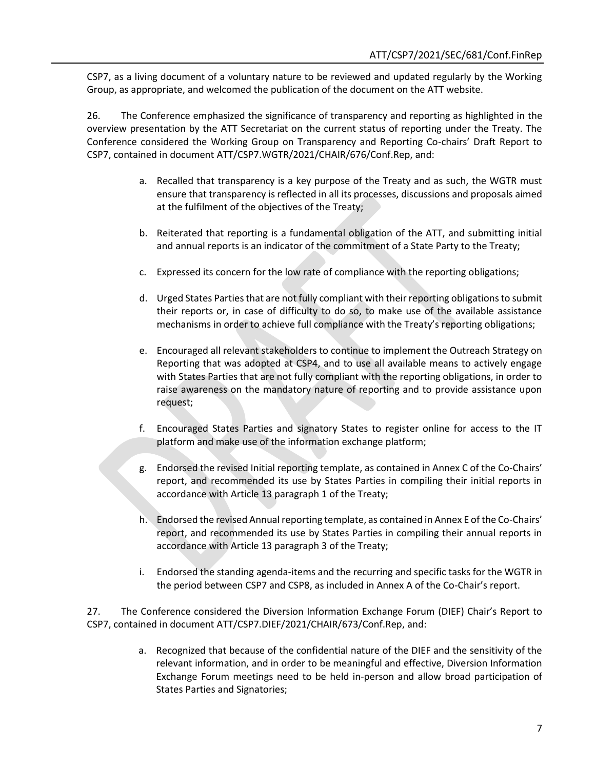CSP7, as a living document of a voluntary nature to be reviewed and updated regularly by the Working Group, as appropriate, and welcomed the publication of the document on the ATT website.

26. The Conference emphasized the significance of transparency and reporting as highlighted in the overview presentation by the ATT Secretariat on the current status of reporting under the Treaty. The Conference considered the Working Group on Transparency and Reporting Co-chairs' Draft Report to CSP7, contained in document ATT/CSP7.WGTR/2021/CHAIR/676/Conf.Rep, and:

a. Recalled that transparency is a key purpose of the Treaty and as such, the WGTR must ensure that transparency is reflected in all its processes, discussions and proposals aimed at the fulfilment of the objectives of the Treaty;

b. Reiterated that reporting is a fundamental obligation of the ATT, and submitting initial and annual reports is an indicator of the commitment of a State Party to the Treaty;

c. Expressed its concern for the low rate of compliance with the reporting obligations;

d. Urged States Parties that are not fully compliant with their reporting obligations to submit their reports or, in case of difficulty to do so, to make use of the available assistance mechanisms in order to achieve full compliance with the Treaty's reporting obligations;

e. Encouraged all relevant stakeholders to continue to implement the Outreach Strategy on Reporting that was adopted at CSP4, and to use all available means to actively engage with States Parties that are not fully compliant with the reporting obligations, in order to raise awareness on the mandatory nature of reporting and to provide assistance upon request;

f. Encouraged States Parties and signatory States to register online for access to the IT platform and make use of the information exchange platform;

g. Endorsed the revised Initial reporting template, as contained in Annex C of the Co-Chairs' report, and recommended its use by States Parties in compiling their initial reports in accordance with Article 13 paragraph 1 of the Treaty;

h. Endorsed the revised Annual reporting template, as contained in Annex E of the Co-Chairs' report, and recommended its use by States Parties in compiling their annual reports in accordance with Article 13 paragraph 3 of the Treaty;

i. Endorsed the standing agenda-items and the recurring and specific tasks for the WGTR in the period between CSP7 and CSP8, as included in Annex A of the Co-Chair's report.

27. The Conference considered the Diversion Information Exchange Forum (DIEF) Chair's Report to CSP7, contained in document ATT/CSP7.DIEF/2021/CHAIR/673/Conf.Rep, and:

a. Recognized that because of the confidential nature of the DIEF and the sensitivity of the relevant information, and in order to be meaningful and effective, Diversion Information Exchange Forum meetings need to be held in-person and allow broad participation of States Parties and Signatories;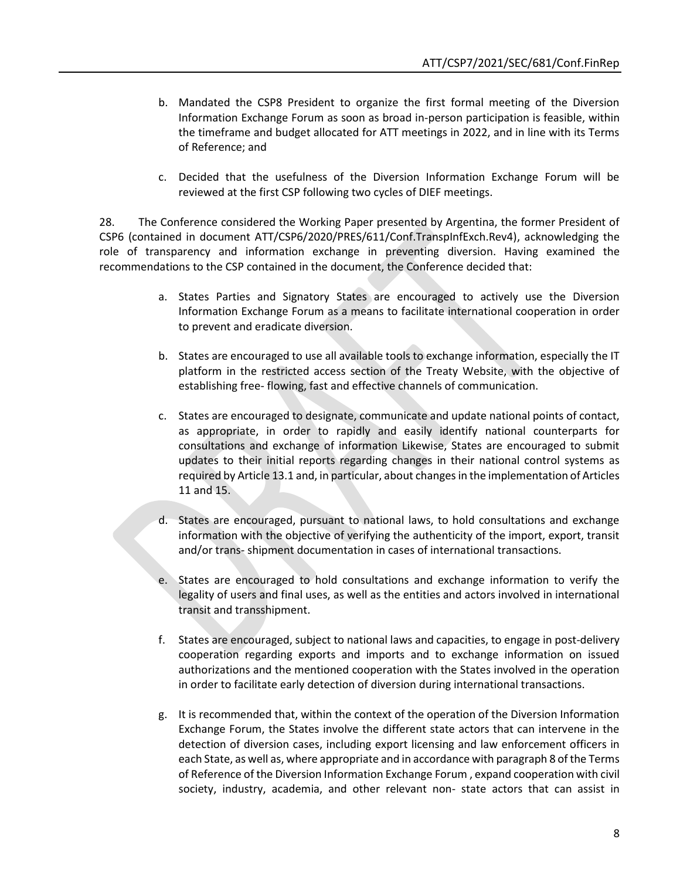b. Mandated the CSP8 President to organize the first formal meeting of the Diversion Information Exchange Forum as soon as broad in-person participation is feasible, within the timeframe and budget allocated for ATT meetings in 2022, and in line with its Terms of Reference; and

c. Decided that the usefulness of the Diversion Information Exchange Forum will be reviewed at the first CSP following two cycles of DIEF meetings.

28. The Conference considered the Working Paper presented by Argentina, the former President of CSP6 (contained in document ATT/CSP6/2020/PRES/611/Conf.TranspInfExch.Rev4), acknowledging the role of transparency and information exchange in preventing diversion. Having examined the recommendations to the CSP contained in the document, the Conference decided that:

a. States Parties and Signatory States are encouraged to actively use the Diversion Information Exchange Forum as a means to facilitate international cooperation in order to prevent and eradicate diversion.

b. States are encouraged to use all available tools to exchange information, especially the IT platform in the restricted access section of the Treaty Website, with the objective of establishing free- flowing, fast and effective channels of communication.

c. States are encouraged to designate, communicate and update national points of contact, as appropriate, in order to rapidly and easily identify national counterparts for consultations and exchange of information Likewise, States are encouraged to submit updates to their initial reports regarding changes in their national control systems as required by Article 13.1 and, in particular, about changes in the implementation of Articles 11 and 15.

d. States are encouraged, pursuant to national laws, to hold consultations and exchange information with the objective of verifying the authenticity of the import, export, transit and/or trans- shipment documentation in cases of international transactions.

e. States are encouraged to hold consultations and exchange information to verify the legality of users and final uses, as well as the entities and actors involved in international transit and transshipment.

f. States are encouraged, subject to national laws and capacities, to engage in post-delivery cooperation regarding exports and imports and to exchange information on issued authorizations and the mentioned cooperation with the States involved in the operation in order to facilitate early detection of diversion during international transactions.

g. It is recommended that, within the context of the operation of the Diversion Information Exchange Forum, the States involve the different state actors that can intervene in the detection of diversion cases, including export licensing and law enforcement officers in each State, as well as, where appropriate and in accordance with paragraph 8 of the Terms of Reference of the Diversion Information Exchange Forum , expand cooperation with civil society, industry, academia, and other relevant non- state actors that can assist in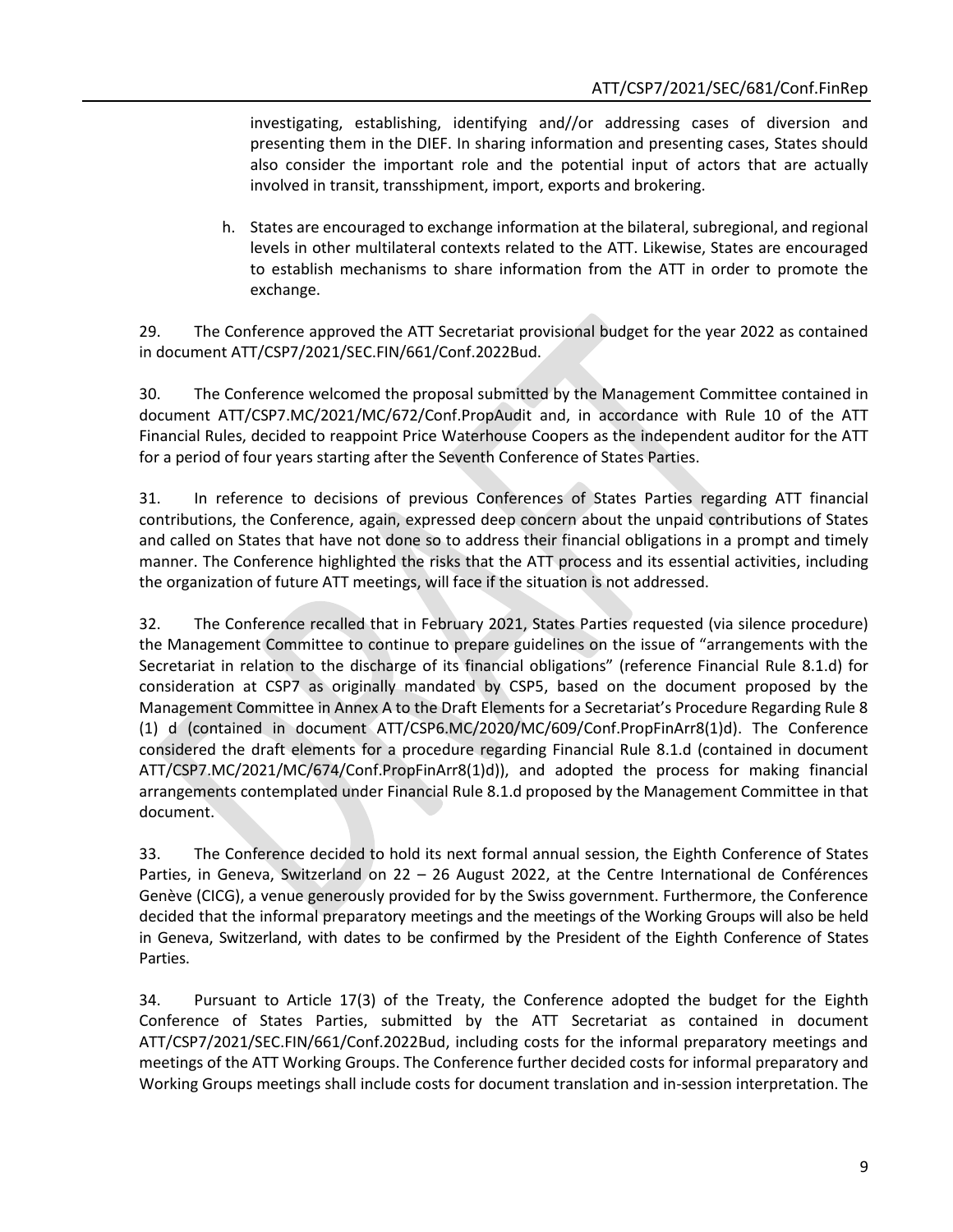investigating, establishing, identifying and//or addressing cases of diversion and presenting them in the DIEF. In sharing information and presenting cases, States should also consider the important role and the potential input of actors that are actually involved in transit, transshipment, import, exports and brokering.

h. States are encouraged to exchange information at the bilateral, subregional, and regional levels in other multilateral contexts related to the ATT. Likewise, States are encouraged to establish mechanisms to share information from the ATT in order to promote the exchange.

29. The Conference approved the ATT Secretariat provisional budget for the year 2022 as contained in document ATT/CSP7/2021/SEC.FIN/661/Conf.2022Bud.

30. The Conference welcomed the proposal submitted by the Management Committee contained in document ATT/CSP7.MC/2021/MC/672/Conf.PropAudit and, in accordance with Rule 10 of the ATT Financial Rules, decided to reappoint Price Waterhouse Coopers as the independent auditor for the ATT for a period of four years starting after the Seventh Conference of States Parties.

31. In reference to decisions of previous Conferences of States Parties regarding ATT financial contributions, the Conference, again, expressed deep concern about the unpaid contributions of States and called on States that have not done so to address their financial obligations in a prompt and timely manner. The Conference highlighted the risks that the ATT process and its essential activities, including the organization of future ATT meetings, will face if the situation is not addressed.

32. The Conference recalled that in February 2021, States Parties requested (via silence procedure) the Management Committee to continue to prepare guidelines on the issue of "arrangements with the Secretariat in relation to the discharge of its financial obligations" (reference Financial Rule 8.1.d) for consideration at CSP7 as originally mandated by CSP5, based on the document proposed by the Management Committee in Annex A to the Draft Elements for a Secretariat's Procedure Regarding Rule 8 (1) d (contained in document ATT/CSP6.MC/2020/MC/609/Conf.PropFinArr8(1)d). The Conference considered the draft elements for a procedure regarding Financial Rule 8.1.d (contained in document ATT/CSP7.MC/2021/MC/674/Conf.PropFinArr8(1)d)), and adopted the process for making financial arrangements contemplated under Financial Rule 8.1.d proposed by the Management Committee in that document.

33. The Conference decided to hold its next formal annual session, the Eighth Conference of States Parties, in Geneva, Switzerland on 22 – 26 August 2022, at the Centre International de Conférences Genève (CICG), a venue generously provided for by the Swiss government. Furthermore, the Conference decided that the informal preparatory meetings and the meetings of the Working Groups will also be held in Geneva, Switzerland, with dates to be confirmed by the President of the Eighth Conference of States Parties.

34. Pursuant to Article 17(3) of the Treaty, the Conference adopted the budget for the Eighth Conference of States Parties, submitted by the ATT Secretariat as contained in document ATT/CSP7/2021/SEC.FIN/661/Conf.2022Bud, including costs for the informal preparatory meetings and meetings of the ATT Working Groups. The Conference further decided costs for informal preparatory and Working Groups meetings shall include costs for document translation and in-session interpretation. The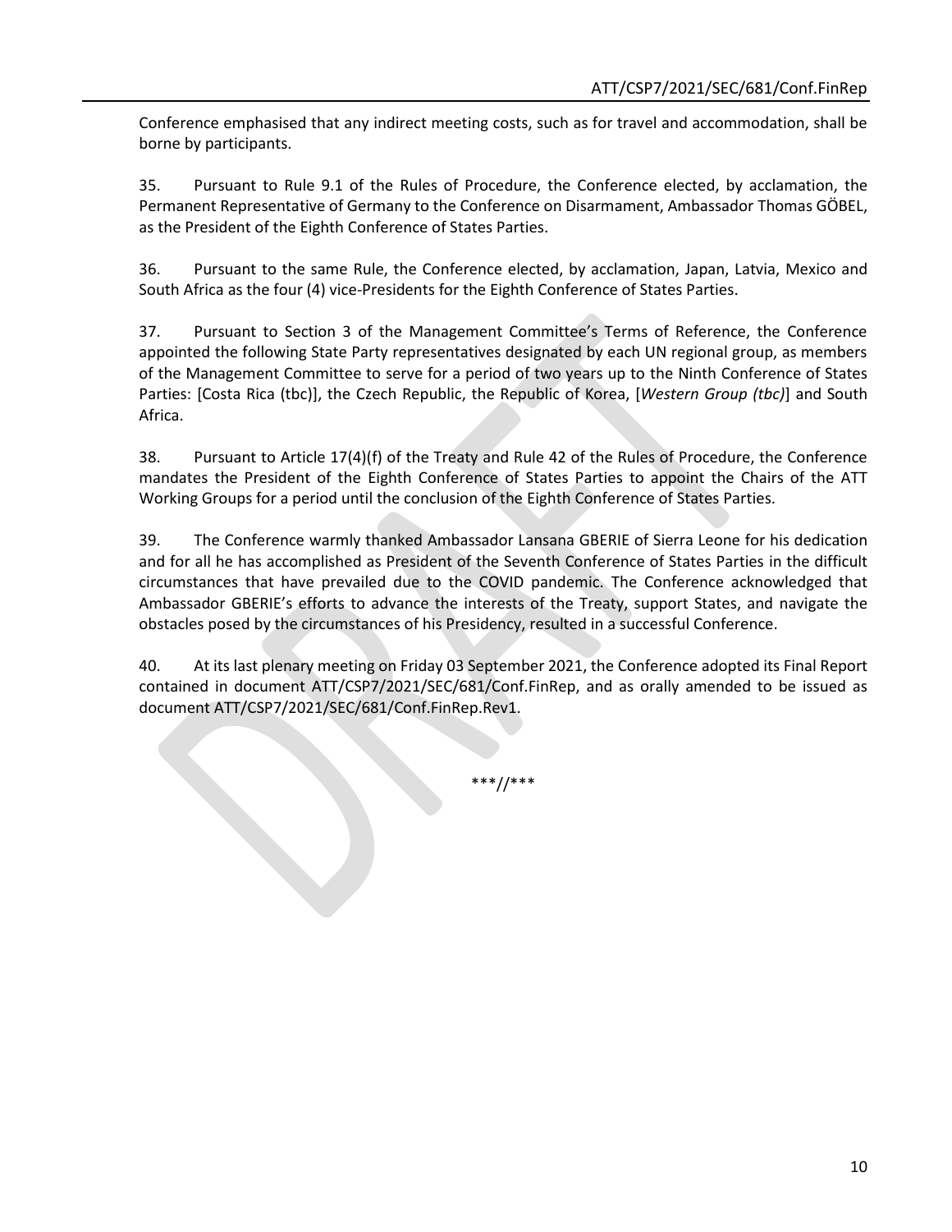Conference emphasised that any indirect meeting costs, such as for travel and accommodation, shall be borne by participants.

35. Pursuant to Rule 9.1 of the Rules of Procedure, the Conference elected, by acclamation, the Permanent Representative of Germany to the Conference on Disarmament, Ambassador Thomas GÖBEL, as the President of the Eighth Conference of States Parties.

36. Pursuant to the same Rule, the Conference elected, by acclamation, Japan, Latvia, Mexico and South Africa as the four (4) vice-Presidents for the Eighth Conference of States Parties.

37. Pursuant to Section 3 of the Management Committee's Terms of Reference, the Conference appointed the following State Party representatives designated by each UN regional group, as members of the Management Committee to serve for a period of two years up to the Ninth Conference of States Parties: [Costa Rica (tbc)], the Czech Republic, the Republic of Korea, [*Western Group (tbc)*] and South Africa.

38. Pursuant to Article 17(4)(f) of the Treaty and Rule 42 of the Rules of Procedure, the Conference mandates the President of the Eighth Conference of States Parties to appoint the Chairs of the ATT Working Groups for a period until the conclusion of the Eighth Conference of States Parties.

39. The Conference warmly thanked Ambassador Lansana GBERIE of Sierra Leone for his dedication and for all he has accomplished as President of the Seventh Conference of States Parties in the difficult circumstances that have prevailed due to the COVID pandemic. The Conference acknowledged that Ambassador GBERIE's efforts to advance the interests of the Treaty, support States, and navigate the obstacles posed by the circumstances of his Presidency, resulted in a successful Conference.

40. At its last plenary meeting on Friday 03 September 2021, the Conference adopted its Final Report contained in document ATT/CSP7/2021/SEC/681/Conf.FinRep, and as orally amended to be issued as document ATT/CSP7/2021/SEC/681/Conf.FinRep.Rev1.

\*\*\*//\*\*\*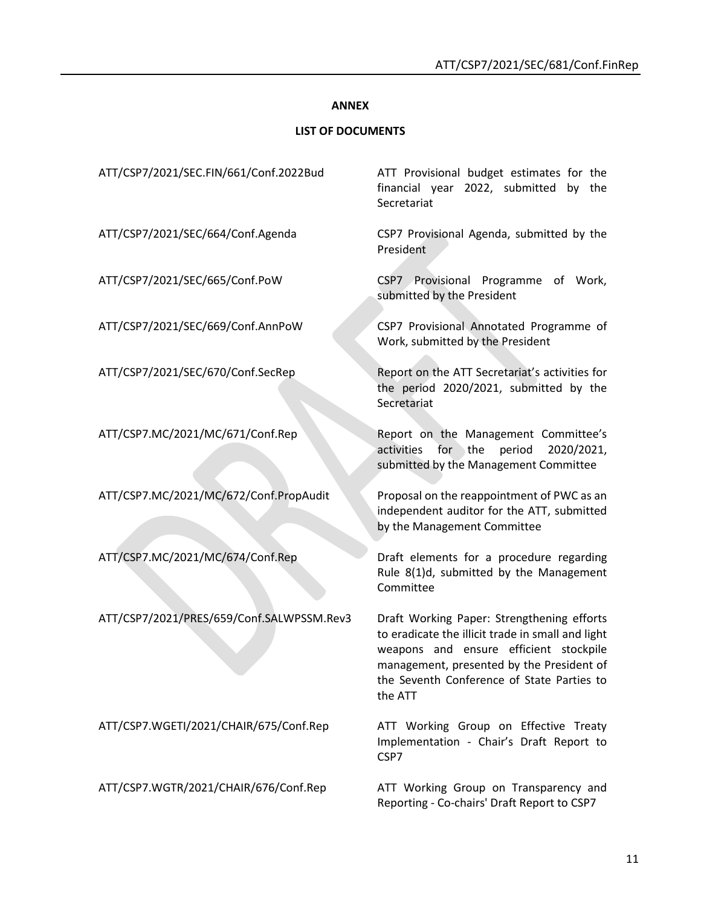**ANNEX**

**LIST OF DOCUMENTS**

| | |
|---|---|
| ATT/CSP7/2021/SEC.FIN/661/Conf.2022Bud | ATT Provisional budget estimates for the financial year 2022, submitted by the Secretariat |
| ATT/CSP7/2021/SEC/664/Conf.Agenda | CSP7 Provisional Agenda, submitted by the President |
| ATT/CSP7/2021/SEC/665/Conf.PoW | CSP7 Provisional Programme of Work, submitted by the President |
| ATT/CSP7/2021/SEC/669/Conf.AnnPoW | CSP7 Provisional Annotated Programme of Work, submitted by the President |
| ATT/CSP7/2021/SEC/670/Conf.SecRep | Report on the ATT Secretariat's activities for the period 2020/2021, submitted by the Secretariat |
| ATT/CSP7.MC/2021/MC/671/Conf.Rep | Report on the Management Committee's activities for the period 2020/2021, submitted by the Management Committee |
| ATT/CSP7.MC/2021/MC/672/Conf.PropAudit | Proposal on the reappointment of PWC as an independent auditor for the ATT, submitted by the Management Committee |
| ATT/CSP7.MC/2021/MC/674/Conf.Rep | Draft elements for a procedure regarding Rule 8(1)d, submitted by the Management Committee |
| ATT/CSP7/2021/PRES/659/Conf.SALWPSSM.Rev3 | Draft Working Paper: Strengthening efforts to eradicate the illicit trade in small and light weapons and ensure efficient stockpile management, presented by the President of the Seventh Conference of State Parties to the ATT |
| ATT/CSP7.WGETI/2021/CHAIR/675/Conf.Rep | ATT Working Group on Effective Treaty Implementation - Chair's Draft Report to CSP7 |
| ATT/CSP7.WGTR/2021/CHAIR/676/Conf.Rep | ATT Working Group on Transparency and Reporting - Co-chairs' Draft Report to CSP7 |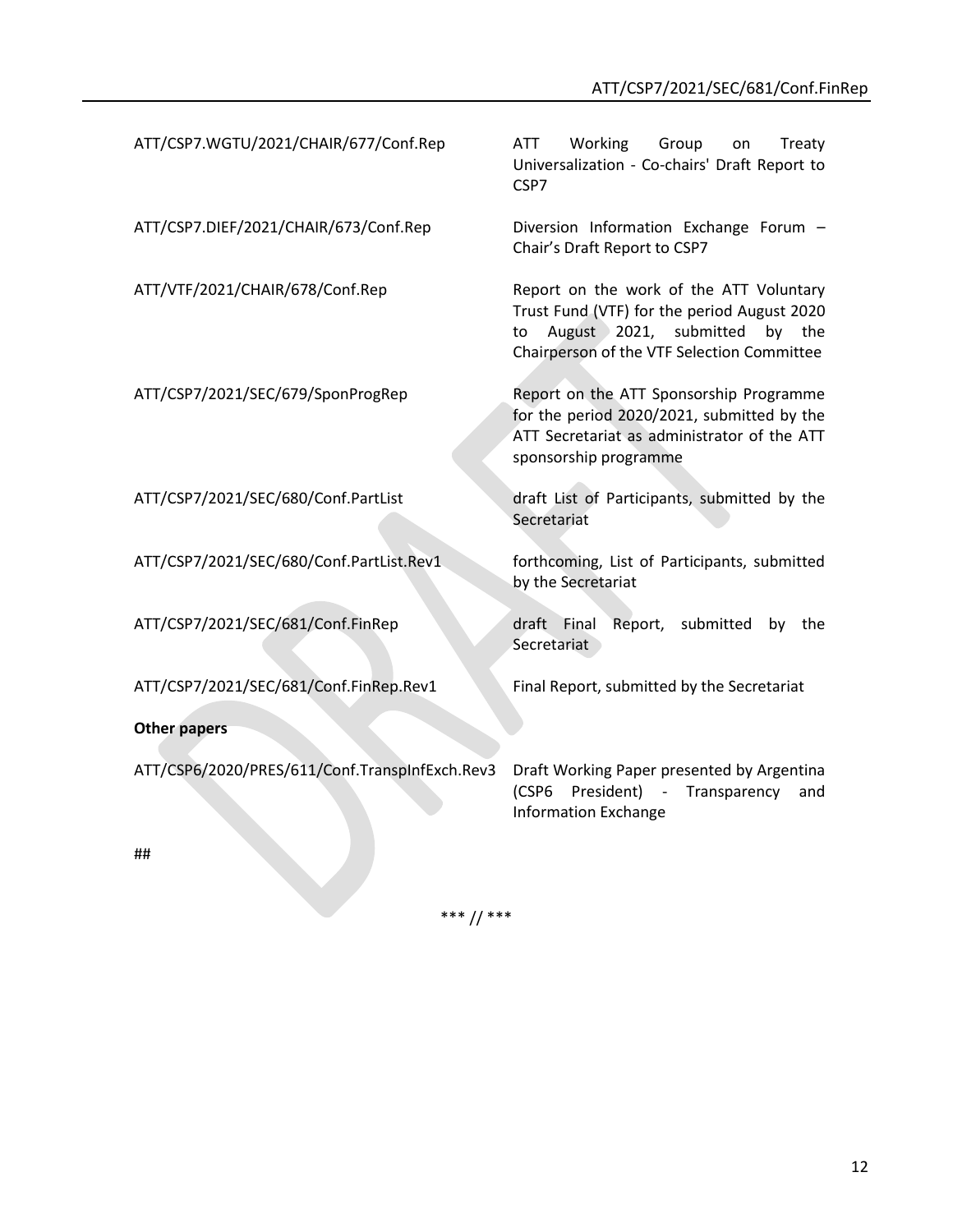| | |
|---|---|
| ATT/CSP7.WGTU/2021/CHAIR/677/Conf.Rep | ATT Working Group on Treaty Universalization - Co-chairs' Draft Report to CSP7 |
| ATT/CSP7.DIEF/2021/CHAIR/673/Conf.Rep | Diversion Information Exchange Forum – Chair's Draft Report to CSP7 |
| ATT/VTF/2021/CHAIR/678/Conf.Rep | Report on the work of the ATT Voluntary Trust Fund (VTF) for the period August 2020 to August 2021, submitted by the Chairperson of the VTF Selection Committee |
| ATT/CSP7/2021/SEC/679/SponProgRep | Report on the ATT Sponsorship Programme for the period 2020/2021, submitted by the ATT Secretariat as administrator of the ATT sponsorship programme |
| ATT/CSP7/2021/SEC/680/Conf.PartList | draft List of Participants, submitted by the Secretariat |
| ATT/CSP7/2021/SEC/680/Conf.PartList.Rev1 | forthcoming, List of Participants, submitted by the Secretariat |
| ATT/CSP7/2021/SEC/681/Conf.FinRep | draft Final Report, submitted by the Secretariat |
| ATT/CSP7/2021/SEC/681/Conf.FinRep.Rev1 | Final Report, submitted by the Secretariat |

**Other papers**

| | |
|---|---|
| ATT/CSP6/2020/PRES/611/Conf.TranspInfExch.Rev3 | Draft Working Paper presented by Argentina (CSP6 President) - Transparency and Information Exchange |

##

*** // ***